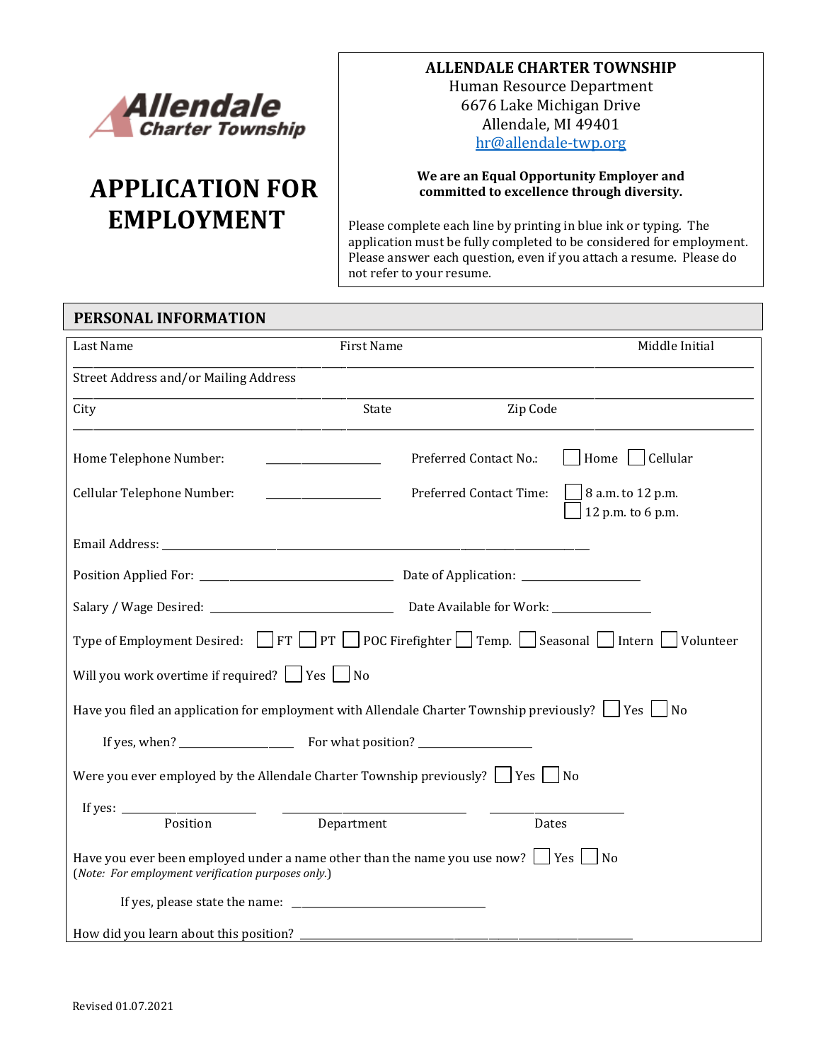Allendale Charter Township

# APPLICATION FOR EMPLOYMENT

**ALLENDALE CHARTER TOWNSHIP**
Human Resource Department
6676 Lake Michigan Drive
Allendale, MI 49401
hr@allendale-twp.org

**We are an Equal Opportunity Employer and committed to excellence through diversity.**

Please complete each line by printing in blue ink or typing. The application must be fully completed to be considered for employment. Please answer each question, even if you attach a resume. Please do not refer to your resume.

## PERSONAL INFORMATION

Last Name ______________________ First Name ______________________ Middle Initial ______

Street Address and/or Mailing Address ____________________________________________

City ______________________ State ______________ Zip Code ______________

Home Telephone Number: ______________ Preferred Contact No.: ☐ Home ☐ Cellular

Cellular Telephone Number: ______________ Preferred Contact Time: ☐ 8 a.m. to 12 p.m. ☐ 12 p.m. to 6 p.m.

Email Address: ____________________________________________

Position Applied For: ______________________ Date of Application: ______________

Salary / Wage Desired: ______________________ Date Available for Work: ______________

Type of Employment Desired: ☐ FT ☐ PT ☐ POC Firefighter ☐ Temp. ☐ Seasonal ☐ Intern ☐ Volunteer

Will you work overtime if required? ☐ Yes ☐ No

Have you filed an application for employment with Allendale Charter Township previously? ☐ Yes ☐ No

If yes, when? ______________ For what position? ______________

Were you ever employed by the Allendale Charter Township previously? ☐ Yes ☐ No

If yes: ______________ ______________ ______________
Position / Department / Dates

Have you ever been employed under a name other than the name you use now? ☐ Yes ☐ No
(*Note: For employment verification purposes only.*)

If yes, please state the name: ______________________

How did you learn about this position? ____________________________________________

Revised 01.07.2021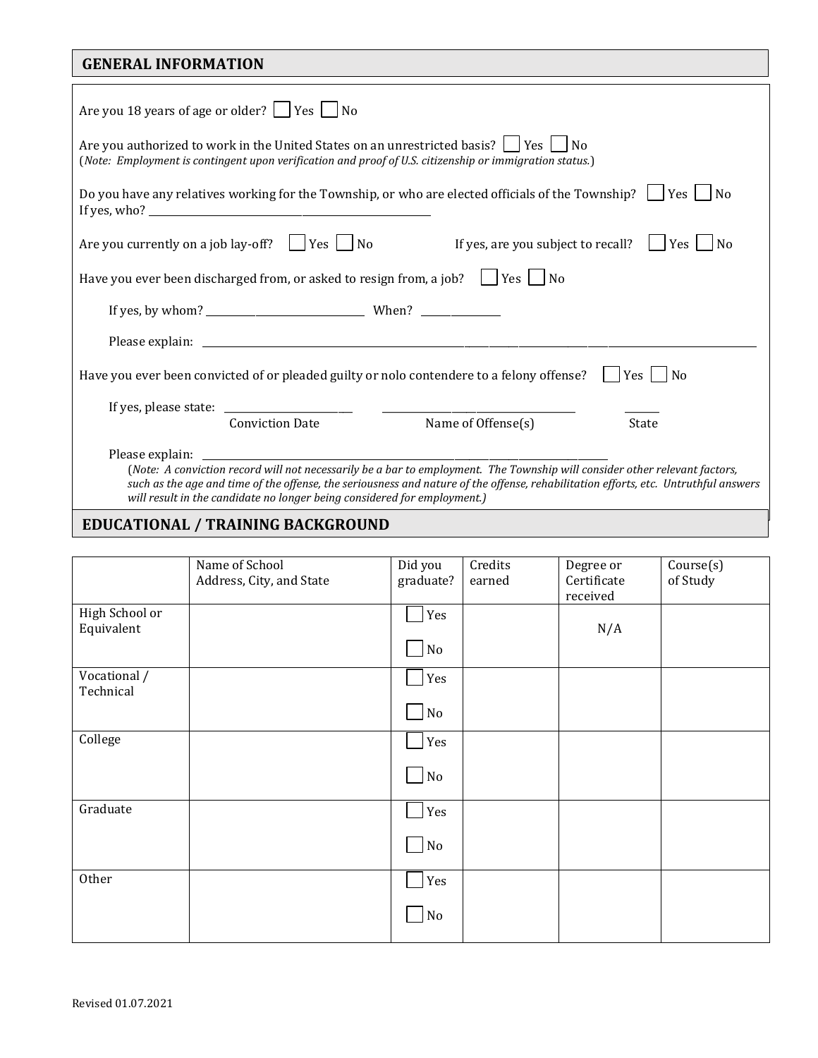## GENERAL INFORMATION

Are you 18 years of age or older? ☐ Yes ☐ No

Are you authorized to work in the United States on an unrestricted basis? ☐ Yes ☐ No
(*Note: Employment is contingent upon verification and proof of U.S. citizenship or immigration status.*)

Do you have any relatives working for the Township, or who are elected officials of the Township? ☐ Yes ☐ No
If yes, who? ____________________________________________

Are you currently on a job lay-off? ☐ Yes ☐ No  If yes, are you subject to recall? ☐ Yes ☐ No

Have you ever been discharged from, or asked to resign from, a job? ☐ Yes ☐ No

If yes, by whom? ________________________ When? ____________

Please explain: ________________________________________________________________________________

Have you ever been convicted of or pleaded guilty or nolo contendere to a felony offense? ☐ Yes ☐ No

If yes, please state: ____________________ ______________________________ ______
Conviction Date  Name of Offense(s)  State

Please explain: ________________________________________________________________________

(*Note: A conviction record will not necessarily be a bar to employment. The Township will consider other relevant factors, such as the age and time of the offense, the seriousness and nature of the offense, rehabilitation efforts, etc. Untruthful answers will result in the candidate no longer being considered for employment.*)

## EDUCATIONAL / TRAINING BACKGROUND

| | Name of School Address, City, and State | Did you graduate? | Credits earned | Degree or Certificate received | Course(s) of Study |
|---|---|---|---|---|---|
| High School or Equivalent | | ☐ Yes ☐ No | | N/A | |
| Vocational / Technical | | ☐ Yes ☐ No | | | |
| College | | ☐ Yes ☐ No | | | |
| Graduate | | ☐ Yes ☐ No | | | |
| Other | | ☐ Yes ☐ No | | | |

Revised 01.07.2021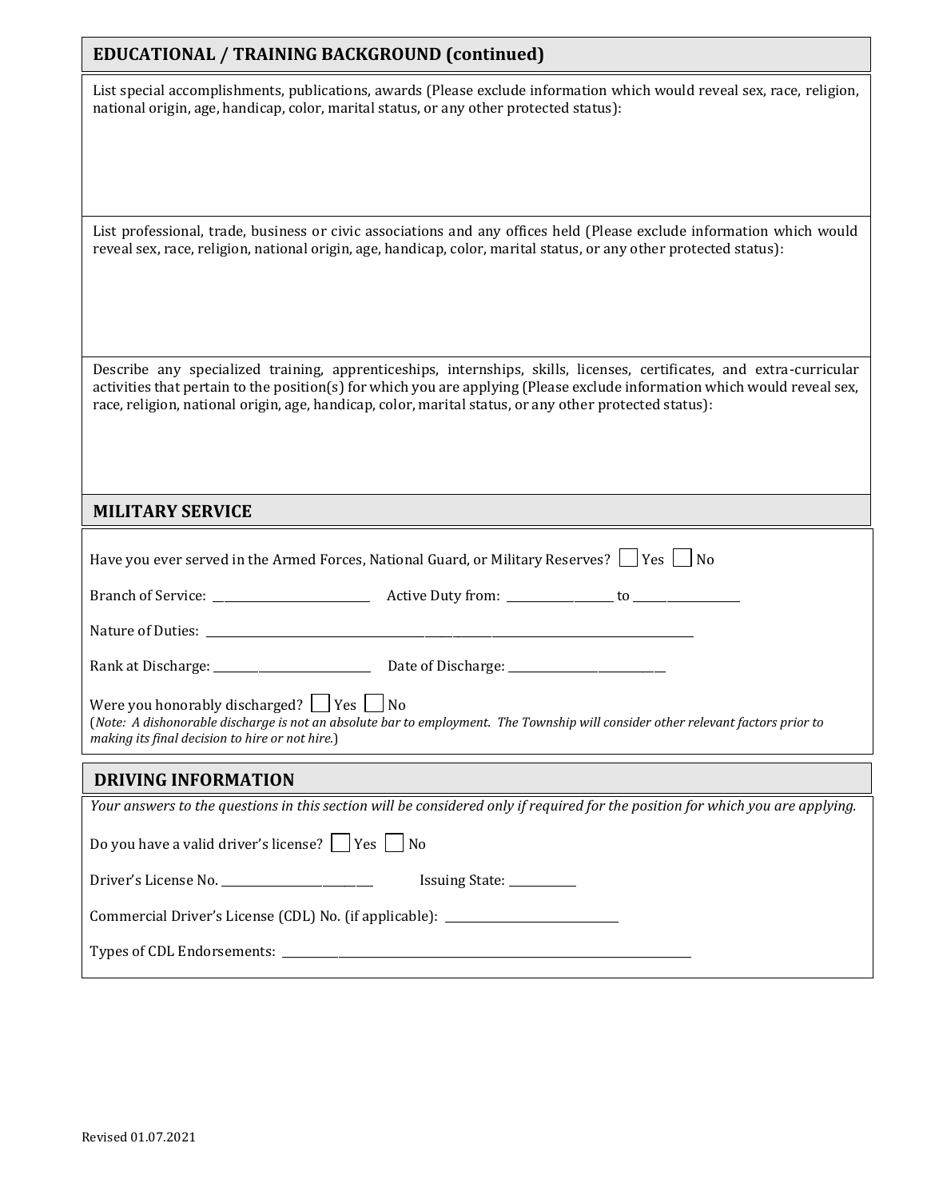## EDUCATIONAL / TRAINING BACKGROUND (continued)

List special accomplishments, publications, awards (Please exclude information which would reveal sex, race, religion, national origin, age, handicap, color, marital status, or any other protected status):

List professional, trade, business or civic associations and any offices held (Please exclude information which would reveal sex, race, religion, national origin, age, handicap, color, marital status, or any other protected status):

Describe any specialized training, apprenticeships, internships, skills, licenses, certificates, and extra-curricular activities that pertain to the position(s) for which you are applying (Please exclude information which would reveal sex, race, religion, national origin, age, handicap, color, marital status, or any other protected status):

## MILITARY SERVICE

Have you ever served in the Armed Forces, National Guard, or Military Reserves? ☐ Yes ☐ No

Branch of Service: ___________________________ Active Duty from: __________________ to __________________

Nature of Duties: ______________________________________________________________________________

Rank at Discharge: ___________________________ Date of Discharge: ___________________________

Were you honorably discharged? ☐ Yes ☐ No

(*Note: A dishonorable discharge is not an absolute bar to employment. The Township will consider other relevant factors prior to making its final decision to hire or not hire.*)

## DRIVING INFORMATION

*Your answers to the questions in this section will be considered only if required for the position for which you are applying.*

Do you have a valid driver's license? ☐ Yes ☐ No

Driver's License No. ___________________________ Issuing State: ___________

Commercial Driver's License (CDL) No. (if applicable): ______________________________

Types of CDL Endorsements: __________________________________________________________________

Revised 01.07.2021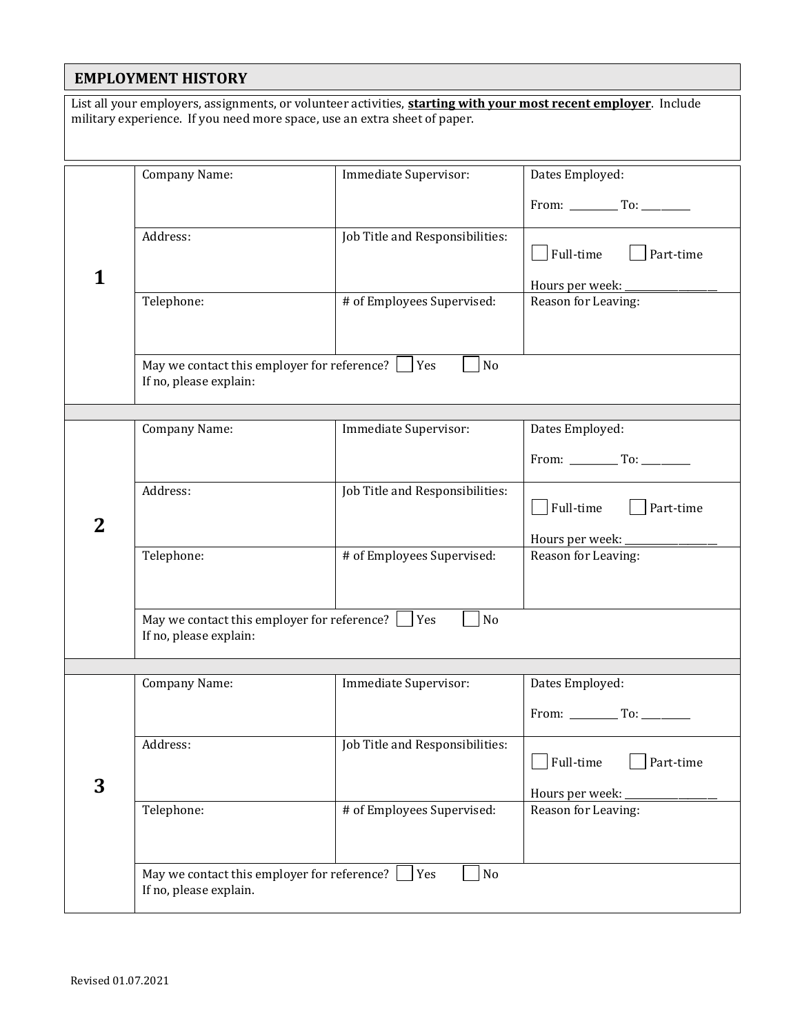## EMPLOYMENT HISTORY

List all your employers, assignments, or volunteer activities, **starting with your most recent employer**. Include military experience. If you need more space, use an extra sheet of paper.

| | | | |
|---|---|---|---|
| **1** | Company Name: | Immediate Supervisor: | Dates Employed:<br><br>From: _________ To: _________ |
| | Address: | Job Title and Responsibilities: | ☐ Full-time ☐ Part-time<br><br>Hours per week: __________________ |
| | Telephone: | # of Employees Supervised: | Reason for Leaving: |
| | May we contact this employer for reference? ☐ Yes ☐ No<br>If no, please explain: | | |

| | | | |
|---|---|---|---|
| **2** | Company Name: | Immediate Supervisor: | Dates Employed:<br><br>From: _________ To: _________ |
| | Address: | Job Title and Responsibilities: | ☐ Full-time ☐ Part-time<br><br>Hours per week: __________________ |
| | Telephone: | # of Employees Supervised: | Reason for Leaving: |
| | May we contact this employer for reference? ☐ Yes ☐ No<br>If no, please explain: | | |

| | | | |
|---|---|---|---|
| **3** | Company Name: | Immediate Supervisor: | Dates Employed:<br><br>From: _________ To: _________ |
| | Address: | Job Title and Responsibilities: | ☐ Full-time ☐ Part-time<br><br>Hours per week: __________________ |
| | Telephone: | # of Employees Supervised: | Reason for Leaving: |
| | May we contact this employer for reference? ☐ Yes ☐ No<br>If no, please explain. | | |

Revised 01.07.2021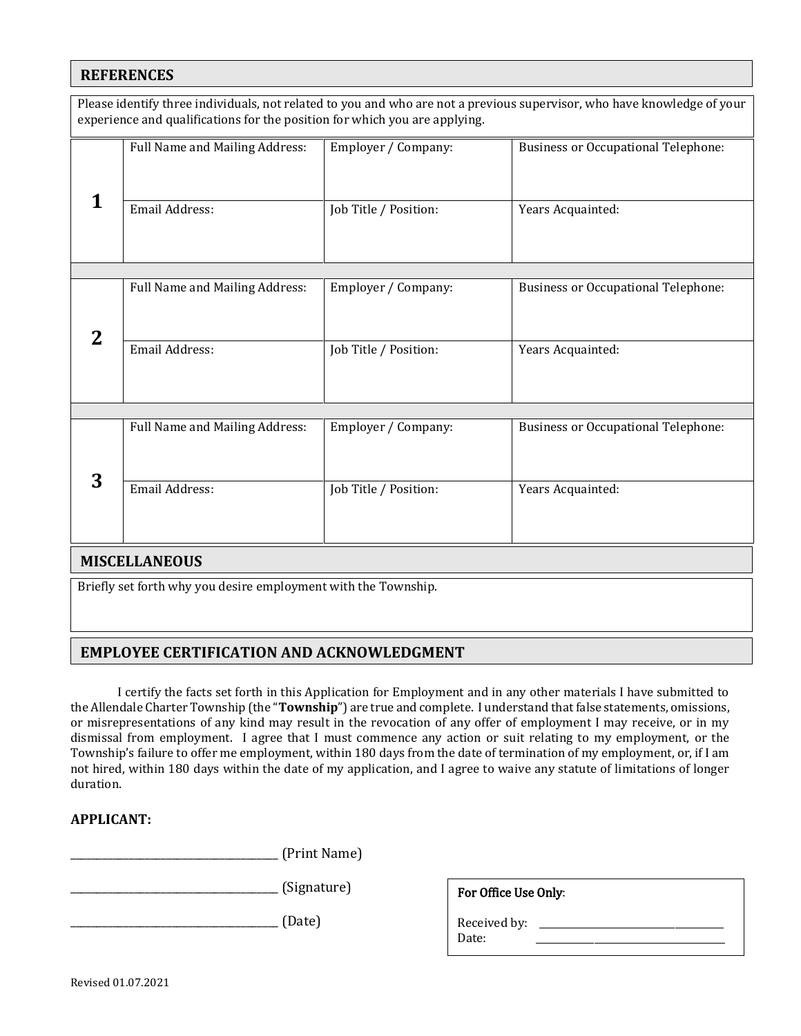## REFERENCES

Please identify three individuals, not related to you and who are not a previous supervisor, who have knowledge of your experience and qualifications for the position for which you are applying.

| | | | |
|---|---|---|---|
| **1** | Full Name and Mailing Address: | Employer / Company: | Business or Occupational Telephone: |
| | Email Address: | Job Title / Position: | Years Acquainted: |
| **2** | Full Name and Mailing Address: | Employer / Company: | Business or Occupational Telephone: |
| | Email Address: | Job Title / Position: | Years Acquainted: |
| **3** | Full Name and Mailing Address: | Employer / Company: | Business or Occupational Telephone: |
| | Email Address: | Job Title / Position: | Years Acquainted: |

## MISCELLANEOUS

Briefly set forth why you desire employment with the Township.

## EMPLOYEE CERTIFICATION AND ACKNOWLEDGMENT

I certify the facts set forth in this Application for Employment and in any other materials I have submitted to the Allendale Charter Township (the "**Township**") are true and complete. I understand that false statements, omissions, or misrepresentations of any kind may result in the revocation of any offer of employment I may receive, or in my dismissal from employment. I agree that I must commence any action or suit relating to my employment, or the Township's failure to offer me employment, within 180 days from the date of termination of my employment, or, if I am not hired, within 180 days within the date of my application, and I agree to waive any statute of limitations of longer duration.

**APPLICANT:**

_______________________________ (Print Name)

_______________________________ (Signature)

_______________________________ (Date)

For Office Use Only:

Received by: _______________________

Date: _______________________

Revised 01.07.2021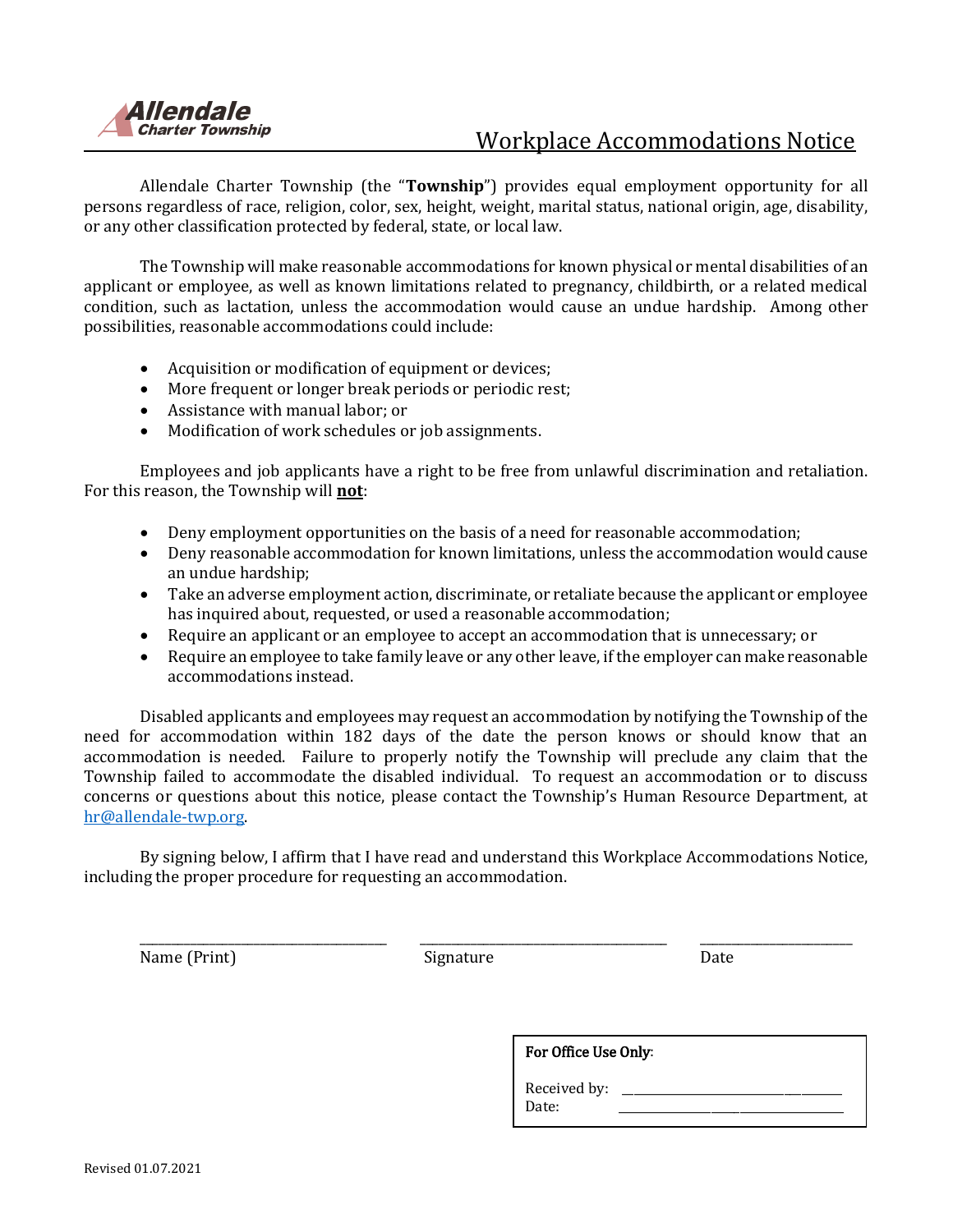Allendale Charter Township

# Workplace Accommodations Notice

Allendale Charter Township (the "**Township**") provides equal employment opportunity for all persons regardless of race, religion, color, sex, height, weight, marital status, national origin, age, disability, or any other classification protected by federal, state, or local law.

The Township will make reasonable accommodations for known physical or mental disabilities of an applicant or employee, as well as known limitations related to pregnancy, childbirth, or a related medical condition, such as lactation, unless the accommodation would cause an undue hardship. Among other possibilities, reasonable accommodations could include:

- Acquisition or modification of equipment or devices;
- More frequent or longer break periods or periodic rest;
- Assistance with manual labor; or
- Modification of work schedules or job assignments.

Employees and job applicants have a right to be free from unlawful discrimination and retaliation. For this reason, the Township will **not**:

- Deny employment opportunities on the basis of a need for reasonable accommodation;
- Deny reasonable accommodation for known limitations, unless the accommodation would cause an undue hardship;
- Take an adverse employment action, discriminate, or retaliate because the applicant or employee has inquired about, requested, or used a reasonable accommodation;
- Require an applicant or an employee to accept an accommodation that is unnecessary; or
- Require an employee to take family leave or any other leave, if the employer can make reasonable accommodations instead.

Disabled applicants and employees may request an accommodation by notifying the Township of the need for accommodation within 182 days of the date the person knows or should know that an accommodation is needed. Failure to properly notify the Township will preclude any claim that the Township failed to accommodate the disabled individual. To request an accommodation or to discuss concerns or questions about this notice, please contact the Township's Human Resource Department, at hr@allendale-twp.org.

By signing below, I affirm that I have read and understand this Workplace Accommodations Notice, including the proper procedure for requesting an accommodation.

______________________________ ______________________________ ____________________

Name (Print) Signature Date

**For Office Use Only**:

Received by: ______________________________

Date: ______________________________

Revised 01.07.2021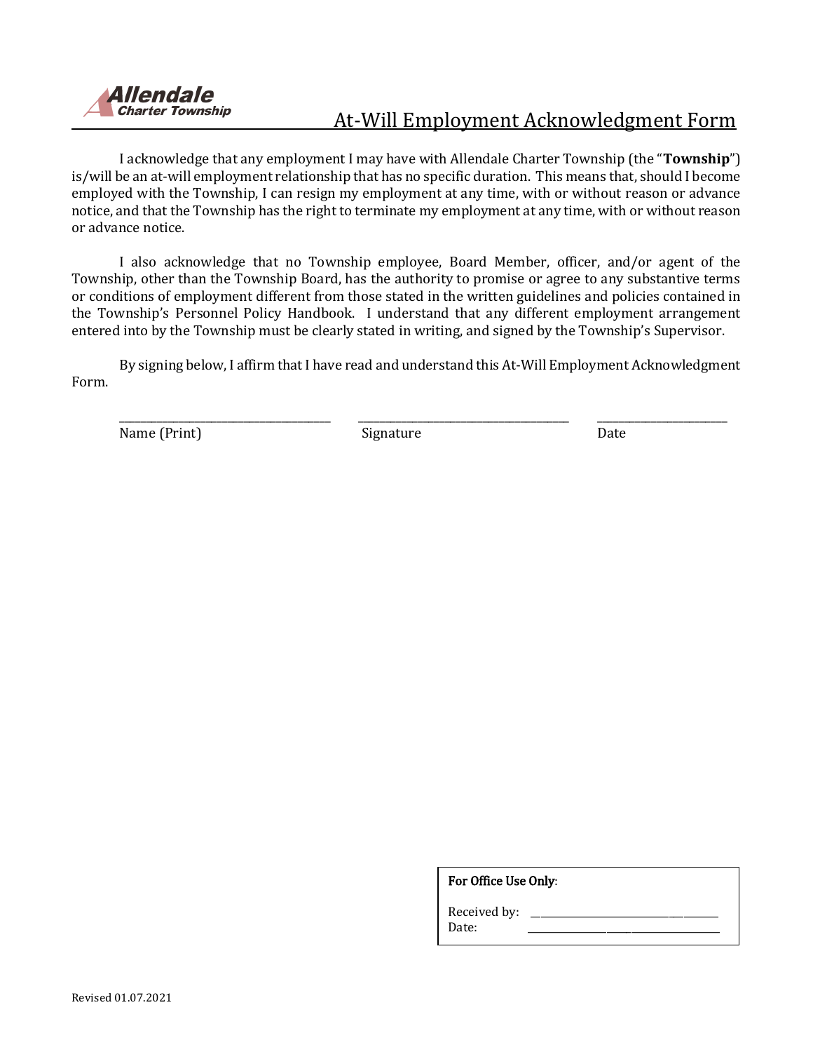Allendale Charter Township

# At-Will Employment Acknowledgment Form

I acknowledge that any employment I may have with Allendale Charter Township (the "**Township**") is/will be an at-will employment relationship that has no specific duration. This means that, should I become employed with the Township, I can resign my employment at any time, with or without reason or advance notice, and that the Township has the right to terminate my employment at any time, with or without reason or advance notice.

I also acknowledge that no Township employee, Board Member, officer, and/or agent of the Township, other than the Township Board, has the authority to promise or agree to any substantive terms or conditions of employment different from those stated in the written guidelines and policies contained in the Township's Personnel Policy Handbook. I understand that any different employment arrangement entered into by the Township must be clearly stated in writing, and signed by the Township's Supervisor.

By signing below, I affirm that I have read and understand this At-Will Employment Acknowledgment Form.

| ______________________________ | ______________________________ | ____________________ |
|---|---|---|
| Name (Print) | Signature | Date |

**For Office Use Only**:

Received by: ______________________________

Date: ______________________________

Revised 01.07.2021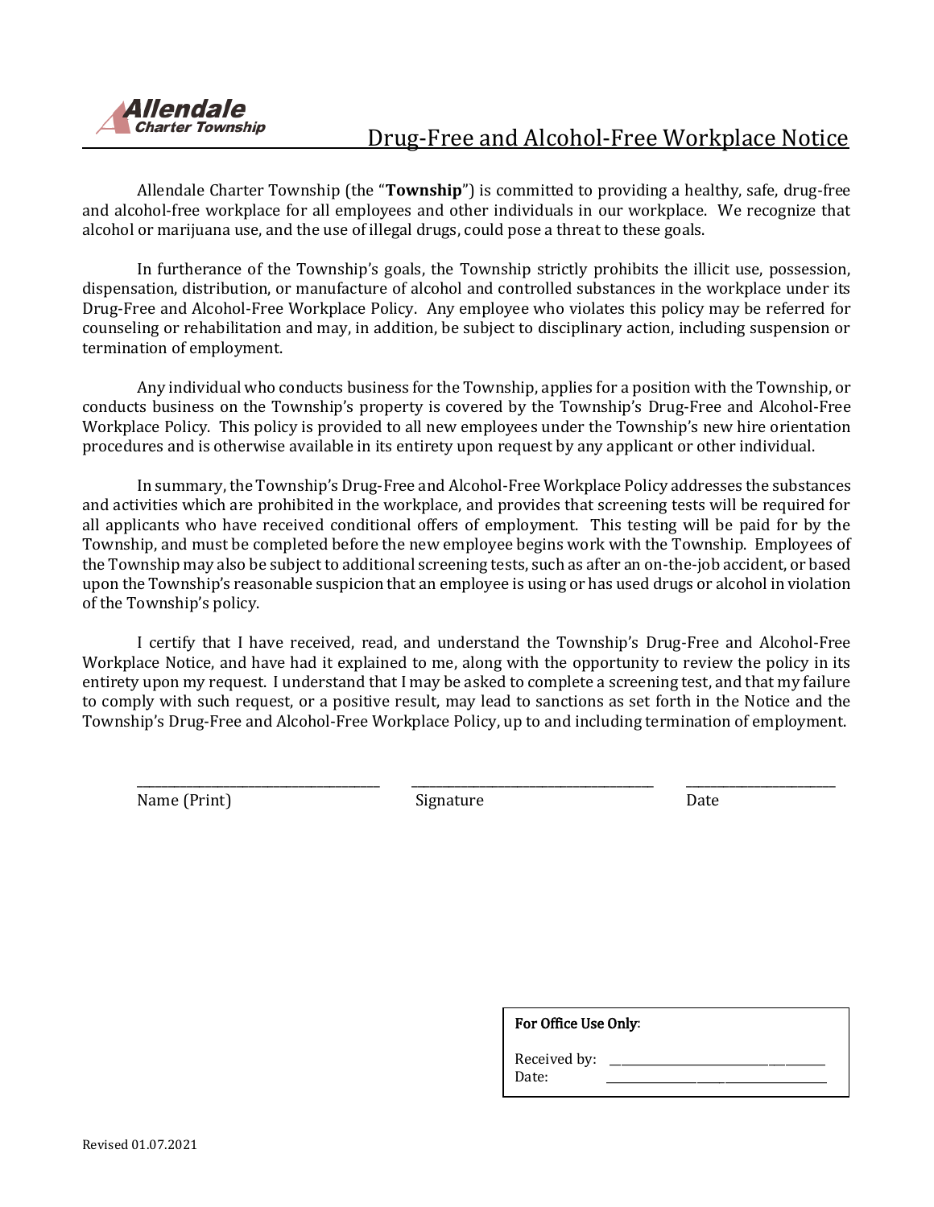Allendale Charter Township

# Drug-Free and Alcohol-Free Workplace Notice

Allendale Charter Township (the "**Township**") is committed to providing a healthy, safe, drug-free and alcohol-free workplace for all employees and other individuals in our workplace. We recognize that alcohol or marijuana use, and the use of illegal drugs, could pose a threat to these goals.

In furtherance of the Township's goals, the Township strictly prohibits the illicit use, possession, dispensation, distribution, or manufacture of alcohol and controlled substances in the workplace under its Drug-Free and Alcohol-Free Workplace Policy. Any employee who violates this policy may be referred for counseling or rehabilitation and may, in addition, be subject to disciplinary action, including suspension or termination of employment.

Any individual who conducts business for the Township, applies for a position with the Township, or conducts business on the Township's property is covered by the Township's Drug-Free and Alcohol-Free Workplace Policy. This policy is provided to all new employees under the Township's new hire orientation procedures and is otherwise available in its entirety upon request by any applicant or other individual.

In summary, the Township's Drug-Free and Alcohol-Free Workplace Policy addresses the substances and activities which are prohibited in the workplace, and provides that screening tests will be required for all applicants who have received conditional offers of employment. This testing will be paid for by the Township, and must be completed before the new employee begins work with the Township. Employees of the Township may also be subject to additional screening tests, such as after an on-the-job accident, or based upon the Township's reasonable suspicion that an employee is using or has used drugs or alcohol in violation of the Township's policy.

I certify that I have received, read, and understand the Township's Drug-Free and Alcohol-Free Workplace Notice, and have had it explained to me, along with the opportunity to review the policy in its entirety upon my request. I understand that I may be asked to complete a screening test, and that my failure to comply with such request, or a positive result, may lead to sanctions as set forth in the Notice and the Township's Drug-Free and Alcohol-Free Workplace Policy, up to and including termination of employment.

| ______________________________ | ______________________________ | ________________ |
|---|---|---|
| Name (Print) | Signature | Date |

**For Office Use Only**:

Received by: ______________________________

Date: ______________________________

Revised 01.07.2021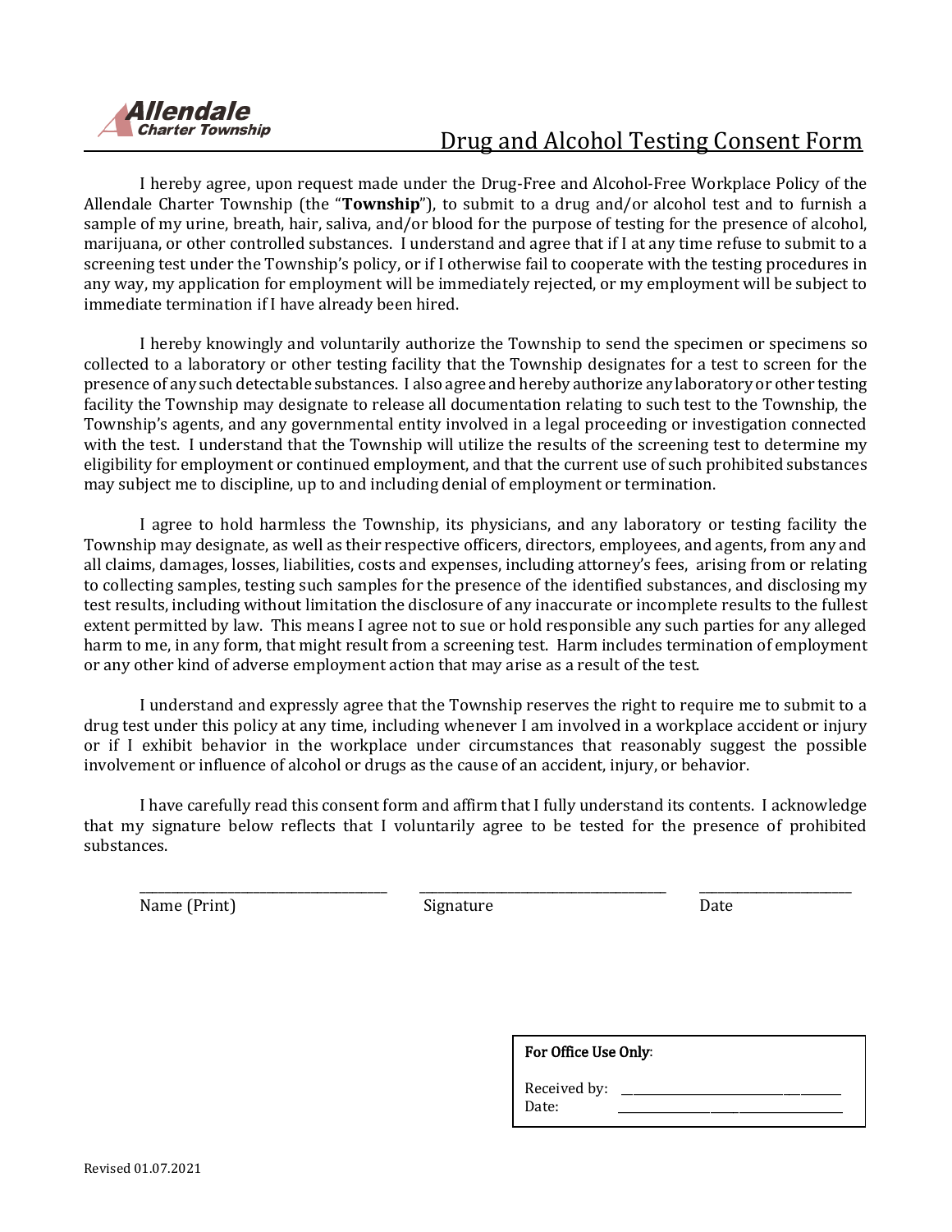Allendale
Charter Township

# Drug and Alcohol Testing Consent Form

I hereby agree, upon request made under the Drug-Free and Alcohol-Free Workplace Policy of the Allendale Charter Township (the "**Township**"), to submit to a drug and/or alcohol test and to furnish a sample of my urine, breath, hair, saliva, and/or blood for the purpose of testing for the presence of alcohol, marijuana, or other controlled substances. I understand and agree that if I at any time refuse to submit to a screening test under the Township's policy, or if I otherwise fail to cooperate with the testing procedures in any way, my application for employment will be immediately rejected, or my employment will be subject to immediate termination if I have already been hired.

I hereby knowingly and voluntarily authorize the Township to send the specimen or specimens so collected to a laboratory or other testing facility that the Township designates for a test to screen for the presence of any such detectable substances. I also agree and hereby authorize any laboratory or other testing facility the Township may designate to release all documentation relating to such test to the Township, the Township's agents, and any governmental entity involved in a legal proceeding or investigation connected with the test. I understand that the Township will utilize the results of the screening test to determine my eligibility for employment or continued employment, and that the current use of such prohibited substances may subject me to discipline, up to and including denial of employment or termination.

I agree to hold harmless the Township, its physicians, and any laboratory or testing facility the Township may designate, as well as their respective officers, directors, employees, and agents, from any and all claims, damages, losses, liabilities, costs and expenses, including attorney's fees, arising from or relating to collecting samples, testing such samples for the presence of the identified substances, and disclosing my test results, including without limitation the disclosure of any inaccurate or incomplete results to the fullest extent permitted by law. This means I agree not to sue or hold responsible any such parties for any alleged harm to me, in any form, that might result from a screening test. Harm includes termination of employment or any other kind of adverse employment action that may arise as a result of the test.

I understand and expressly agree that the Township reserves the right to require me to submit to a drug test under this policy at any time, including whenever I am involved in a workplace accident or injury or if I exhibit behavior in the workplace under circumstances that reasonably suggest the possible involvement or influence of alcohol or drugs as the cause of an accident, injury, or behavior.

I have carefully read this consent form and affirm that I fully understand its contents. I acknowledge that my signature below reflects that I voluntarily agree to be tested for the presence of prohibited substances.

\_\_\_\_\_\_\_\_\_\_\_\_\_\_\_\_\_\_\_\_\_\_\_\_\_\_\_\_\_\_ \_\_\_\_\_\_\_\_\_\_\_\_\_\_\_\_\_\_\_\_\_\_\_\_\_\_\_\_\_\_ \_\_\_\_\_\_\_\_\_\_\_\_\_\_\_\_\_\_\_\_

Name (Print) Signature Date

**For Office Use Only**:

Received by: \_\_\_\_\_\_\_\_\_\_\_\_\_\_\_\_\_\_\_\_\_\_\_\_\_\_\_\_\_\_

Date: \_\_\_\_\_\_\_\_\_\_\_\_\_\_\_\_\_\_\_\_\_\_\_\_\_\_\_\_\_\_

Revised 01.07.2021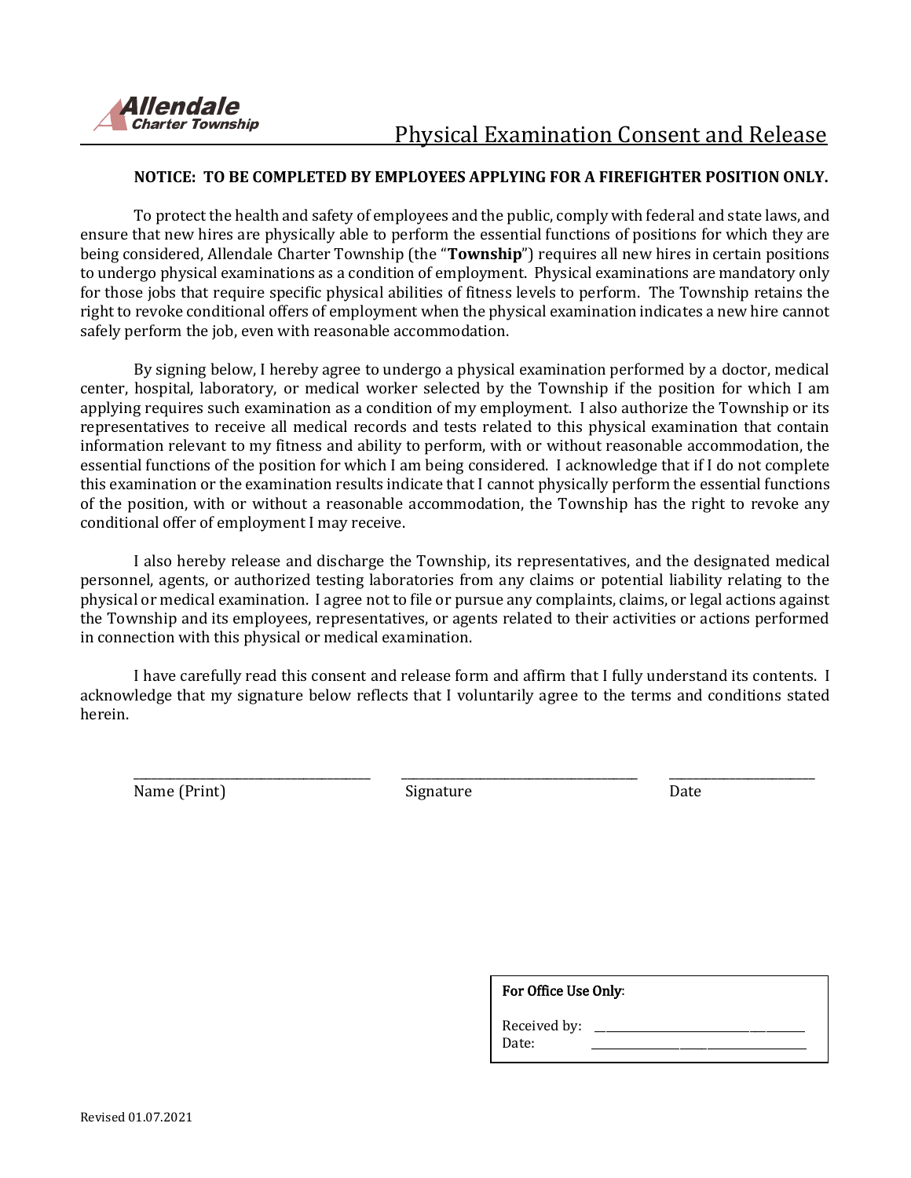**Allendale**
*Charter Township*

# Physical Examination Consent and Release

**NOTICE: TO BE COMPLETED BY EMPLOYEES APPLYING FOR A FIREFIGHTER POSITION ONLY.**

To protect the health and safety of employees and the public, comply with federal and state laws, and ensure that new hires are physically able to perform the essential functions of positions for which they are being considered, Allendale Charter Township (the "**Township**") requires all new hires in certain positions to undergo physical examinations as a condition of employment. Physical examinations are mandatory only for those jobs that require specific physical abilities of fitness levels to perform. The Township retains the right to revoke conditional offers of employment when the physical examination indicates a new hire cannot safely perform the job, even with reasonable accommodation.

By signing below, I hereby agree to undergo a physical examination performed by a doctor, medical center, hospital, laboratory, or medical worker selected by the Township if the position for which I am applying requires such examination as a condition of my employment. I also authorize the Township or its representatives to receive all medical records and tests related to this physical examination that contain information relevant to my fitness and ability to perform, with or without reasonable accommodation, the essential functions of the position for which I am being considered. I acknowledge that if I do not complete this examination or the examination results indicate that I cannot physically perform the essential functions of the position, with or without a reasonable accommodation, the Township has the right to revoke any conditional offer of employment I may receive.

I also hereby release and discharge the Township, its representatives, and the designated medical personnel, agents, or authorized testing laboratories from any claims or potential liability relating to the physical or medical examination. I agree not to file or pursue any complaints, claims, or legal actions against the Township and its employees, representatives, or agents related to their activities or actions performed in connection with this physical or medical examination.

I have carefully read this consent and release form and affirm that I fully understand its contents. I acknowledge that my signature below reflects that I voluntarily agree to the terms and conditions stated herein.

\_\_\_\_\_\_\_\_\_\_\_\_\_\_\_\_\_\_\_\_\_\_\_\_\_\_\_\_\_\_ \_\_\_\_\_\_\_\_\_\_\_\_\_\_\_\_\_\_\_\_\_\_\_\_\_\_\_\_\_\_ \_\_\_\_\_\_\_\_\_\_\_\_\_\_\_\_\_\_\_\_

Name (Print) Signature Date

**For Office Use Only:**

Received by: \_\_\_\_\_\_\_\_\_\_\_\_\_\_\_\_\_\_\_\_\_\_\_\_\_\_\_\_\_\_

Date: \_\_\_\_\_\_\_\_\_\_\_\_\_\_\_\_\_\_\_\_\_\_\_\_\_\_\_\_\_\_

Revised 01.07.2021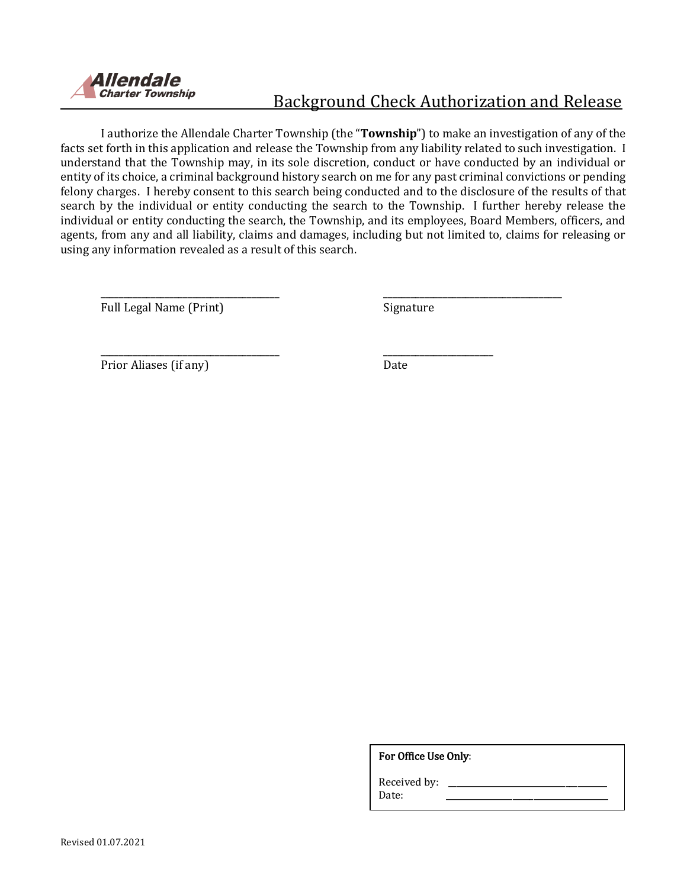**Allendale**
**Charter Township**

# Background Check Authorization and Release

I authorize the Allendale Charter Township (the "**Township**") to make an investigation of any of the facts set forth in this application and release the Township from any liability related to such investigation. I understand that the Township may, in its sole discretion, conduct or have conducted by an individual or entity of its choice, a criminal background history search on me for any past criminal convictions or pending felony charges. I hereby consent to this search being conducted and to the disclosure of the results of that search by the individual or entity conducting the search to the Township. I further hereby release the individual or entity conducting the search, the Township, and its employees, Board Members, officers, and agents, from any and all liability, claims and damages, including but not limited to, claims for releasing or using any information revealed as a result of this search.

| | |
|---|---|
| ______________________________ | ______________________________ |
| Full Legal Name (Print) | Signature |
| ______________________________ | ____________________ |
| Prior Aliases (if any) | Date |

**For Office Use Only**:

Received by: ______________________________
Date: ______________________________

Revised 01.07.2021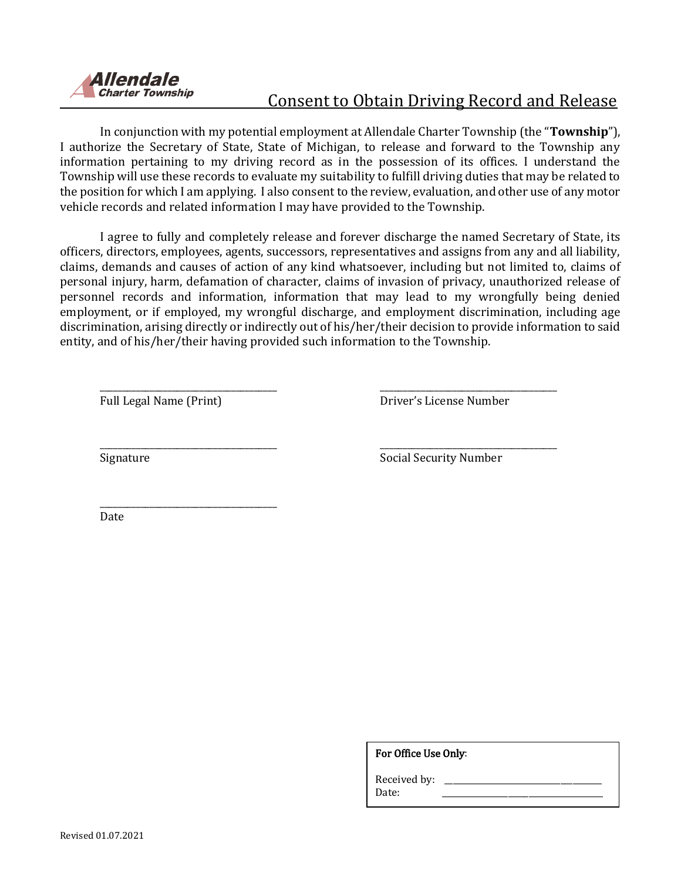**Allendale**
**Charter Township**

# Consent to Obtain Driving Record and Release

In conjunction with my potential employment at Allendale Charter Township (the "**Township**"), I authorize the Secretary of State, State of Michigan, to release and forward to the Township any information pertaining to my driving record as in the possession of its offices. I understand the Township will use these records to evaluate my suitability to fulfill driving duties that may be related to the position for which I am applying. I also consent to the review, evaluation, and other use of any motor vehicle records and related information I may have provided to the Township.

I agree to fully and completely release and forever discharge the named Secretary of State, its officers, directors, employees, agents, successors, representatives and assigns from any and all liability, claims, demands and causes of action of any kind whatsoever, including but not limited to, claims of personal injury, harm, defamation of character, claims of invasion of privacy, unauthorized release of personnel records and information, information that may lead to my wrongfully being denied employment, or if employed, my wrongful discharge, and employment discrimination, including age discrimination, arising directly or indirectly out of his/her/their decision to provide information to said entity, and of his/her/their having provided such information to the Township.

\_\_\_\_\_\_\_\_\_\_\_\_\_\_\_\_\_\_\_\_\_\_\_\_\_\_\_\_\_\_\_\_\_\_\_\_
Full Legal Name (Print)

\_\_\_\_\_\_\_\_\_\_\_\_\_\_\_\_\_\_\_\_\_\_\_\_\_\_\_\_\_\_\_\_\_\_\_\_
Driver's License Number

\_\_\_\_\_\_\_\_\_\_\_\_\_\_\_\_\_\_\_\_\_\_\_\_\_\_\_\_\_\_\_\_\_\_\_\_
Signature

\_\_\_\_\_\_\_\_\_\_\_\_\_\_\_\_\_\_\_\_\_\_\_\_\_\_\_\_\_\_\_\_\_\_\_\_
Social Security Number

\_\_\_\_\_\_\_\_\_\_\_\_\_\_\_\_\_\_\_\_\_\_\_\_\_\_\_\_\_\_\_\_\_\_\_\_
Date

**For Office Use Only**:

Received by: \_\_\_\_\_\_\_\_\_\_\_\_\_\_\_\_\_\_\_\_\_\_\_\_\_\_\_\_\_\_

Date: \_\_\_\_\_\_\_\_\_\_\_\_\_\_\_\_\_\_\_\_\_\_\_\_\_\_\_\_\_\_

Revised 01.07.2021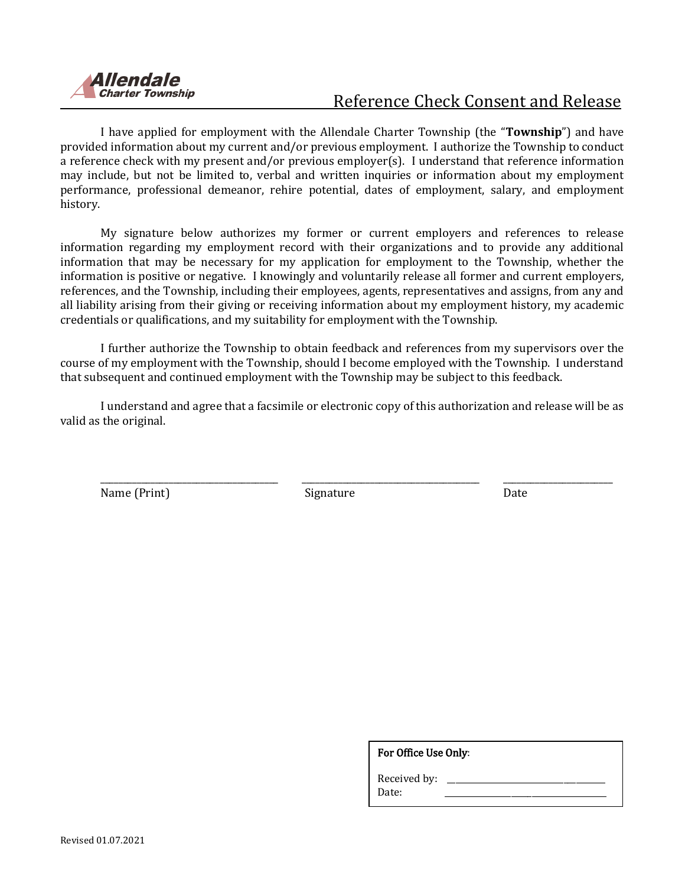Allendale
Charter Township

# Reference Check Consent and Release

I have applied for employment with the Allendale Charter Township (the "**Township**") and have provided information about my current and/or previous employment. I authorize the Township to conduct a reference check with my present and/or previous employer(s). I understand that reference information may include, but not be limited to, verbal and written inquiries or information about my employment performance, professional demeanor, rehire potential, dates of employment, salary, and employment history.

My signature below authorizes my former or current employers and references to release information regarding my employment record with their organizations and to provide any additional information that may be necessary for my application for employment to the Township, whether the information is positive or negative. I knowingly and voluntarily release all former and current employers, references, and the Township, including their employees, agents, representatives and assigns, from any and all liability arising from their giving or receiving information about my employment history, my academic credentials or qualifications, and my suitability for employment with the Township.

I further authorize the Township to obtain feedback and references from my supervisors over the course of my employment with the Township, should I become employed with the Township. I understand that subsequent and continued employment with the Township may be subject to this feedback.

I understand and agree that a facsimile or electronic copy of this authorization and release will be as valid as the original.

| | | |
|---|---|---|
| ______________________________ | ______________________________ | __________________ |
| Name (Print) | Signature | Date |

**For Office Use Only**:

Received by: ______________________________
Date: ______________________________

Revised 01.07.2021